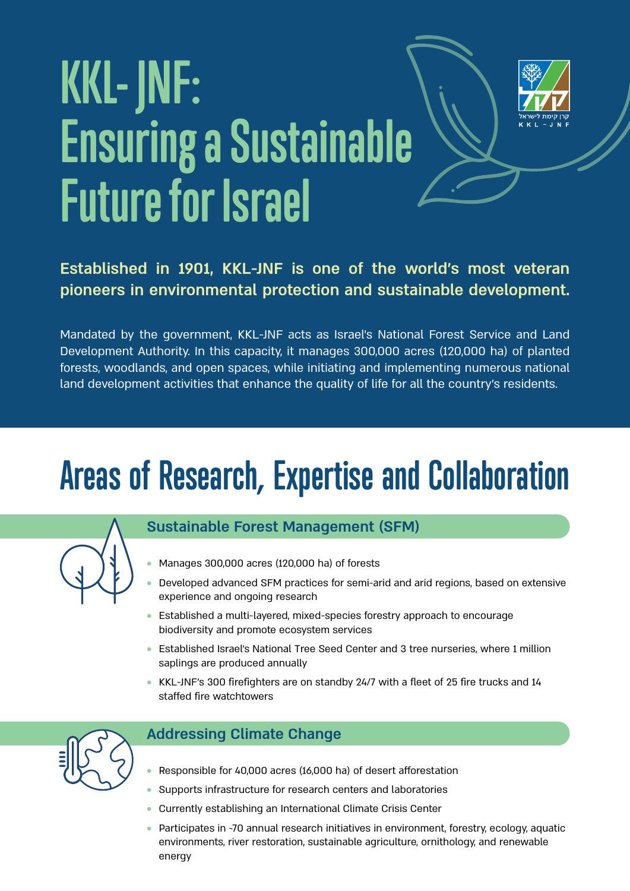# KKL-JNF: Ensuring a Sustainable Future for Israel

**Established in 1901, KKL-JNF is one of the world's most veteran pioneers in environmental protection and sustainable development.**

Mandated by the government, KKL-JNF acts as Israel's National Forest Service and Land Development Authority. In this capacity, it manages 300,000 acres (120,000 ha) of planted forests, woodlands, and open spaces, while initiating and implementing numerous national land development activities that enhance the quality of life for all the country's residents.

## Areas of Research, Expertise and Collaboration

### Sustainable Forest Management (SFM)

- Manages 300,000 acres (120,000 ha) of forests
- Developed advanced SFM practices for semi-arid and arid regions, based on extensive experience and ongoing research
- Established a multi-layered, mixed-species forestry approach to encourage biodiversity and promote ecosystem services
- Established Israel's National Tree Seed Center and 3 tree nurseries, where 1 million saplings are produced annually
- KKL-JNF's 300 firefighters are on standby 24/7 with a fleet of 25 fire trucks and 14 staffed fire watchtowers

### Addressing Climate Change

- Responsible for 40,000 acres (16,000 ha) of desert afforestation
- Supports infrastructure for research centers and laboratories
- Currently establishing an International Climate Crisis Center
- Participates in ~70 annual research initiatives in environment, forestry, ecology, aquatic environments, river restoration, sustainable agriculture, ornithology, and renewable energy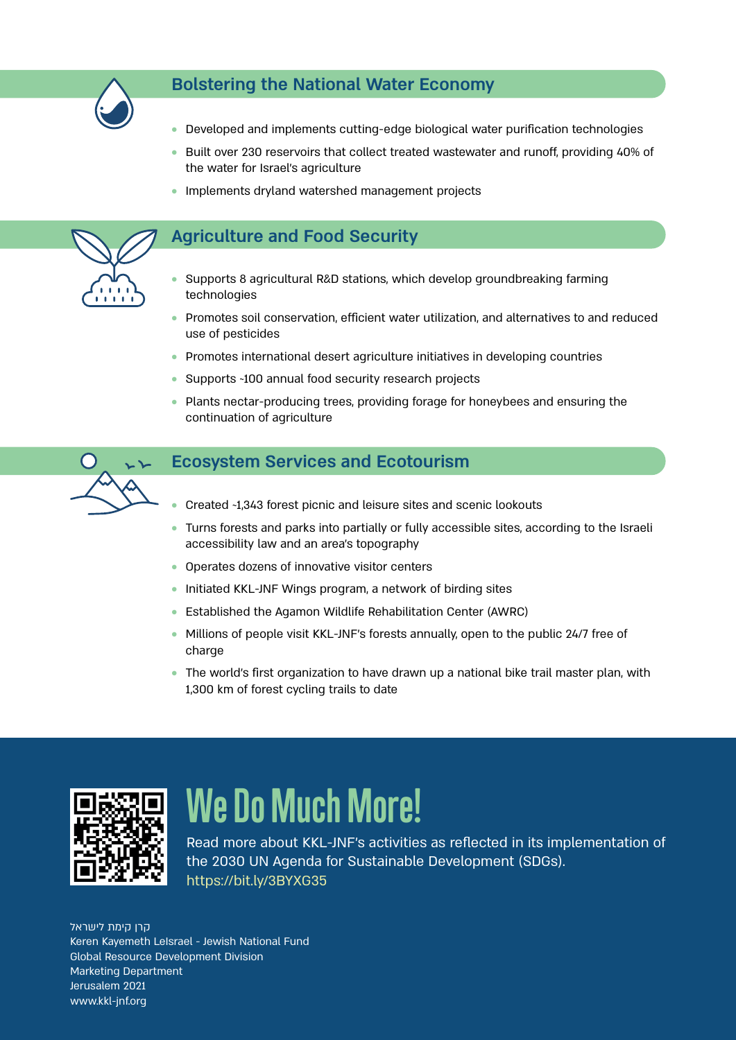## Bolstering the National Water Economy

- Developed and implements cutting-edge biological water purification technologies
- Built over 230 reservoirs that collect treated wastewater and runoff, providing 40% of the water for Israel's agriculture
- Implements dryland watershed management projects

## Agriculture and Food Security

- Supports 8 agricultural R&D stations, which develop groundbreaking farming technologies
- Promotes soil conservation, efficient water utilization, and alternatives to and reduced use of pesticides
- Promotes international desert agriculture initiatives in developing countries
- Supports ~100 annual food security research projects
- Plants nectar-producing trees, providing forage for honeybees and ensuring the continuation of agriculture

## Ecosystem Services and Ecotourism

- Created ~1,343 forest picnic and leisure sites and scenic lookouts
- Turns forests and parks into partially or fully accessible sites, according to the Israeli accessibility law and an area's topography
- Operates dozens of innovative visitor centers
- Initiated KKL-JNF Wings program, a network of birding sites
- Established the Agamon Wildlife Rehabilitation Center (AWRC)
- Millions of people visit KKL-JNF's forests annually, open to the public 24/7 free of charge
- The world's first organization to have drawn up a national bike trail master plan, with 1,300 km of forest cycling trails to date

# We Do Much More!

Read more about KKL-JNF's activities as reflected in its implementation of the 2030 UN Agenda for Sustainable Development (SDGs).
https://bit.ly/3BYXG35

קרן קימת לישראל
Keren Kayemeth LeIsrael - Jewish National Fund
Global Resource Development Division
Marketing Department
Jerusalem 2021
www.kkl-jnf.org